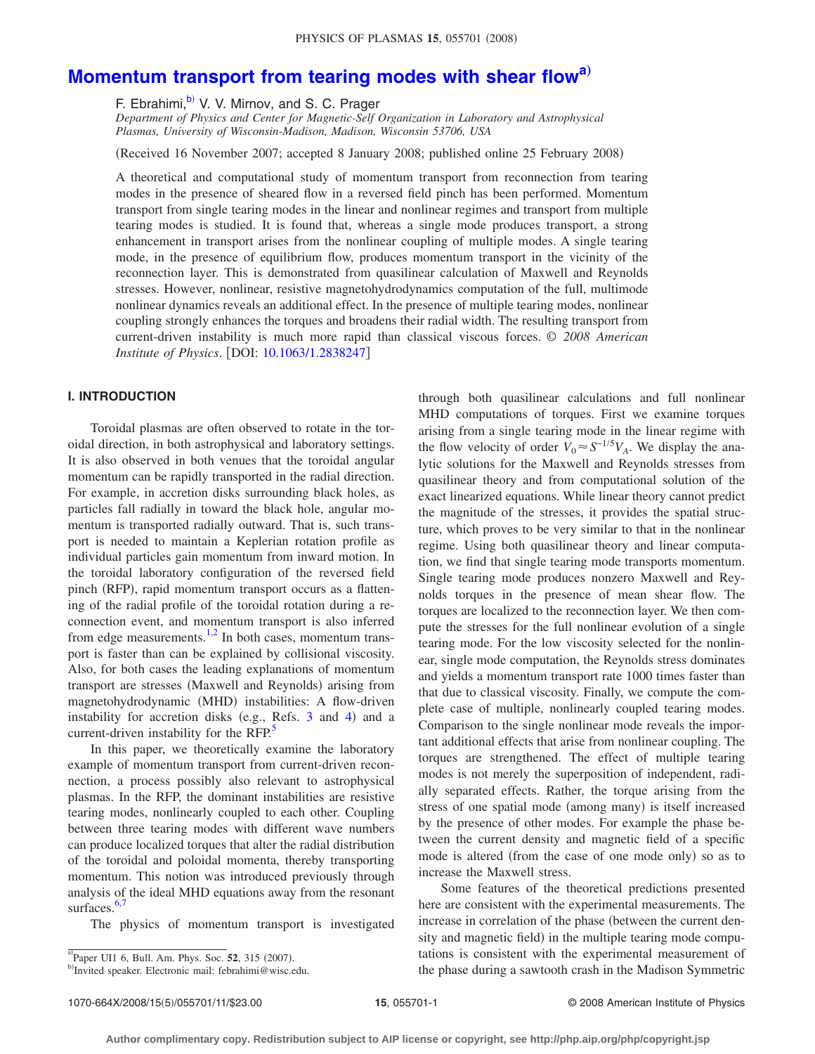# Momentum transport from tearing modes with shear flow[a]

F. Ebrahimi,[b] V. V. Mirnov, and S. C. Prager

*Department of Physics and Center for Magnetic-Self Organization in Laboratory and Astrophysical Plasmas, University of Wisconsin-Madison, Madison, Wisconsin 53706, USA*

(Received 16 November 2007; accepted 8 January 2008; published online 25 February 2008)

A theoretical and computational study of momentum transport from reconnection from tearing modes in the presence of sheared flow in a reversed field pinch has been performed. Momentum transport from single tearing modes in the linear and nonlinear regimes and transport from multiple tearing modes is studied. It is found that, whereas a single mode produces transport, a strong enhancement in transport arises from the nonlinear coupling of multiple modes. A single tearing mode, in the presence of equilibrium flow, produces momentum transport in the vicinity of the reconnection layer. This is demonstrated from quasilinear calculation of Maxwell and Reynolds stresses. However, nonlinear, resistive magnetohydrodynamics computation of the full, multimode nonlinear dynamics reveals an additional effect. In the presence of multiple tearing modes, nonlinear coupling strongly enhances the torques and broadens their radial width. The resulting transport from current-driven instability is much more rapid than classical viscous forces. © *2008 American Institute of Physics*. [DOI: 10.1063/1.2838247]

## I. INTRODUCTION

Toroidal plasmas are often observed to rotate in the toroidal direction, in both astrophysical and laboratory settings. It is also observed in both venues that the toroidal angular momentum can be rapidly transported in the radial direction. For example, in accretion disks surrounding black holes, as particles fall radially in toward the black hole, angular momentum is transported radially outward. That is, such transport is needed to maintain a Keplerian rotation profile as individual particles gain momentum from inward motion. In the toroidal laboratory configuration of the reversed field pinch (RFP), rapid momentum transport occurs as a flattening of the radial profile of the toroidal rotation during a reconnection event, and momentum transport is also inferred from edge measurements.[1,2] In both cases, momentum transport is faster than can be explained by collisional viscosity. Also, for both cases the leading explanations of momentum transport are stresses (Maxwell and Reynolds) arising from magnetohydrodynamic (MHD) instabilities: A flow-driven instability for accretion disks (e.g., Refs. 3 and 4) and a current-driven instability for the RFP.[5]

In this paper, we theoretically examine the laboratory example of momentum transport from current-driven reconnection, a process possibly also relevant to astrophysical plasmas. In the RFP, the dominant instabilities are resistive tearing modes, nonlinearly coupled to each other. Coupling between three tearing modes with different wave numbers can produce localized torques that alter the radial distribution of the toroidal and poloidal momenta, thereby transporting momentum. This notion was introduced previously through analysis of the ideal MHD equations away from the resonant surfaces.[6,7]

The physics of momentum transport is investigated through both quasilinear calculations and full nonlinear MHD computations of torques. First we examine torques arising from a single tearing mode in the linear regime with the flow velocity of order $V_0 \approx S^{-1/5} V_A$. We display the analytic solutions for the Maxwell and Reynolds stresses from quasilinear theory and from computational solution of the exact linearized equations. While linear theory cannot predict the magnitude of the stresses, it provides the spatial structure, which proves to be very similar to that in the nonlinear regime. Using both quasilinear theory and linear computation, we find that single tearing mode transports momentum. Single tearing mode produces nonzero Maxwell and Reynolds torques in the presence of mean shear flow. The torques are localized to the reconnection layer. We then compute the stresses for the full nonlinear evolution of a single tearing mode. For the low viscosity selected for the nonlinear, single mode computation, the Reynolds stress dominates and yields a momentum transport rate 1000 times faster than that due to classical viscosity. Finally, we compute the complete case of multiple, nonlinearly coupled tearing modes. Comparison to the single nonlinear mode reveals the important additional effects that arise from nonlinear coupling. The torques are strengthened. The effect of multiple tearing modes is not merely the superposition of independent, radially separated effects. Rather, the torque arising from the stress of one spatial mode (among many) is itself increased by the presence of other modes. For example the phase between the current density and magnetic field of a specific mode is altered (from the case of one mode only) so as to increase the Maxwell stress.

Some features of the theoretical predictions presented here are consistent with the experimental measurements. The increase in correlation of the phase (between the current density and magnetic field) in the multiple tearing mode computations is consistent with the experimental measurement of the phase during a sawtooth crash in the Madison Symmetric

[a] Paper UI1 6, Bull. Am. Phys. Soc. **52**, 315 (2007).

[b] Invited speaker. Electronic mail: febrahimi@wisc.edu.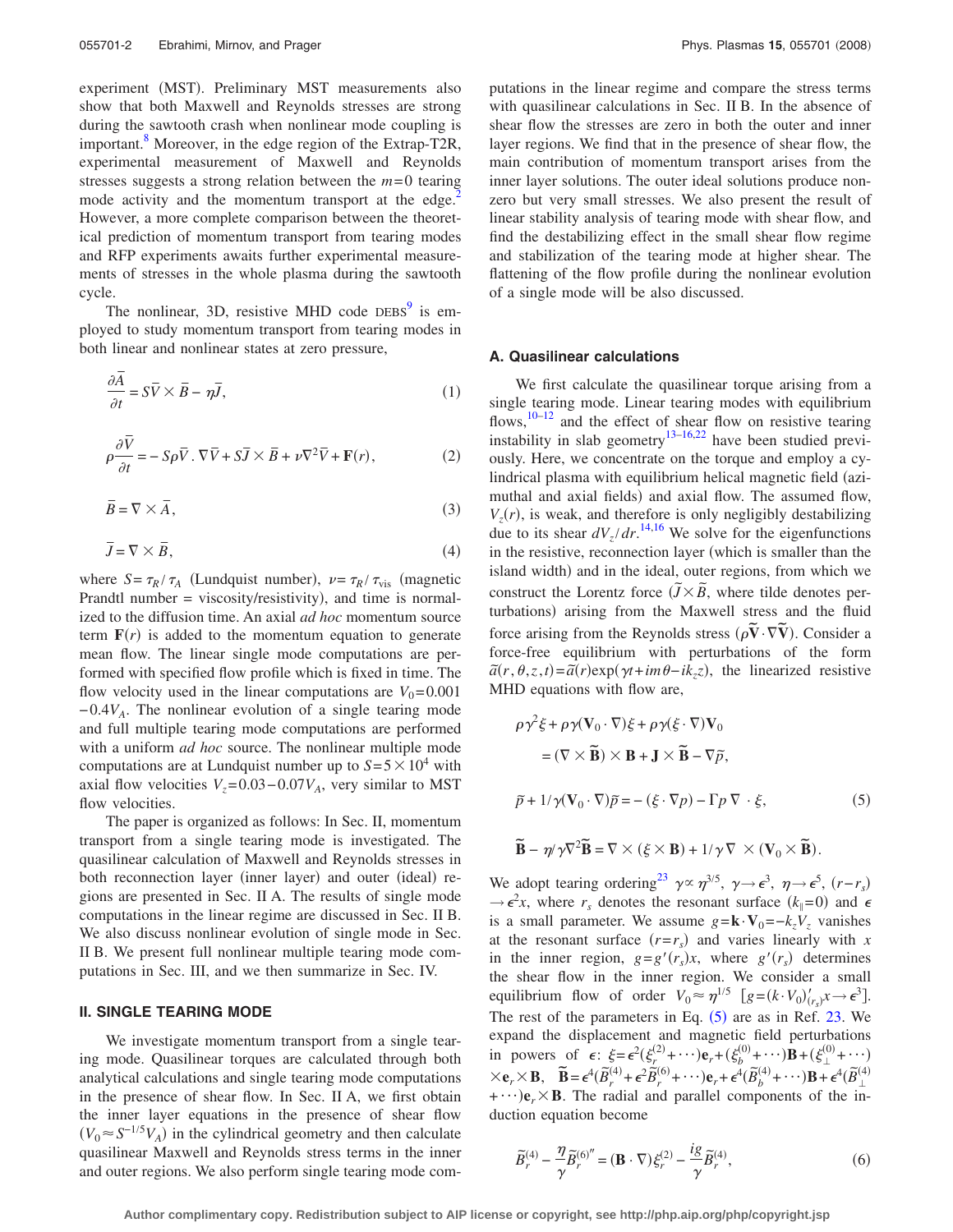experiment (MST). Preliminary MST measurements also show that both Maxwell and Reynolds stresses are strong during the sawtooth crash when nonlinear mode coupling is important.[8] Moreover, in the edge region of the Extrap-T2R, experimental measurement of Maxwell and Reynolds stresses suggests a strong relation between the $m=0$ tearing mode activity and the momentum transport at the edge.[2] However, a more complete comparison between the theoretical prediction of momentum transport from tearing modes and RFP experiments awaits further experimental measurements of stresses in the whole plasma during the sawtooth cycle.

The nonlinear, 3D, resistive MHD code DEBS[9] is employed to study momentum transport from tearing modes in both linear and nonlinear states at zero pressure,

$$\frac{\partial \bar{A}}{\partial t} = S\bar{V} \times \bar{B} - \eta \bar{J}, \tag{1}$$

$$\rho \frac{\partial \bar{V}}{\partial t} = -S\rho \bar{V} . \nabla \bar{V} + S\bar{J} \times \bar{B} + \nu \nabla^2 \bar{V} + \mathbf{F}(r), \tag{2}$$

$$\bar{B} = \nabla \times \bar{A}, \tag{3}$$

$$\bar{J} = \nabla \times \bar{B}, \tag{4}$$

where $S=\tau_R/\tau_A$ (Lundquist number), $\nu=\tau_R/\tau_{\text{vis}}$ (magnetic Prandtl number = viscosity/resistivity), and time is normalized to the diffusion time. An axial *ad hoc* momentum source term $\mathbf{F}(r)$ is added to the momentum equation to generate mean flow. The linear single mode computations are performed with specified flow profile which is fixed in time. The flow velocity used in the linear computations are $V_0=0.001-0.4V_A$. The nonlinear evolution of a single tearing mode and full multiple tearing mode computations are performed with a uniform *ad hoc* source. The nonlinear multiple mode computations are at Lundquist number up to $S=5\times 10^4$ with axial flow velocities $V_z=0.03-0.07V_A$, very similar to MST flow velocities.

The paper is organized as follows: In Sec. II, momentum transport from a single tearing mode is investigated. The quasilinear calculation of Maxwell and Reynolds stresses in both reconnection layer (inner layer) and outer (ideal) regions are presented in Sec. II A. The results of single mode computations in the linear regime are discussed in Sec. II B. We also discuss nonlinear evolution of single mode in Sec. II B. We present full nonlinear multiple tearing mode computations in Sec. III, and we then summarize in Sec. IV.

## II. SINGLE TEARING MODE

We investigate momentum transport from a single tearing mode. Quasilinear torques are calculated through both analytical calculations and single tearing mode computations in the presence of shear flow. In Sec. II A, we first obtain the inner layer equations in the presence of shear flow ($V_0 \approx S^{-1/5}V_A$) in the cylindrical geometry and then calculate quasilinear Maxwell and Reynolds stress terms in the inner and outer regions. We also perform single tearing mode computations in the linear regime and compare the stress terms with quasilinear calculations in Sec. II B. In the absence of shear flow the stresses are zero in both the outer and inner layer regions. We find that in the presence of shear flow, the main contribution of momentum transport arises from the inner layer solutions. The outer ideal solutions produce nonzero but very small stresses. We also present the result of linear stability analysis of tearing mode with shear flow, and find the destabilizing effect in the small shear flow regime and stabilization of the tearing mode at higher shear. The flattening of the flow profile during the nonlinear evolution of a single mode will be also discussed.

### A. Quasilinear calculations

We first calculate the quasilinear torque arising from a single tearing mode. Linear tearing modes with equilibrium flows,[10–12] and the effect of shear flow on resistive tearing instability in slab geometry[13–16,22] have been studied previously. Here, we concentrate on the torque and employ a cylindrical plasma with equilibrium helical magnetic field (azimuthal and axial fields) and axial flow. The assumed flow, $V_z(r)$, is weak, and therefore is only negligibly destabilizing due to its shear $dV_z/dr$.[14,16] We solve for the eigenfunctions in the resistive, reconnection layer (which is smaller than the island width) and in the ideal, outer regions, from which we construct the Lorentz force ($\tilde{J}\times\tilde{B}$, where tilde denotes perturbations) arising from the Maxwell stress and the fluid force arising from the Reynolds stress ($\rho\tilde{\mathbf{V}}\cdot\nabla\tilde{\mathbf{V}}$). Consider a force-free equilibrium with perturbations of the form $\tilde{a}(r,\theta,z,t)=\tilde{a}(r)\exp(\gamma t + im\theta - ik_z z)$, the linearized resistive MHD equations with flow are,

$$\begin{aligned}
&\rho\gamma^2\xi + \rho\gamma(\mathbf{V}_0\cdot\nabla)\xi + \rho\gamma(\xi\cdot\nabla)\mathbf{V}_0 \\
&\quad = (\nabla\times\tilde{\mathbf{B}})\times\mathbf{B} + \mathbf{J}\times\tilde{\mathbf{B}} - \nabla\tilde{p}, \\
&\tilde{p} + 1/\gamma(\mathbf{V}_0\cdot\nabla)\tilde{p} = -(\xi\cdot\nabla p) - \Gamma p\,\nabla\cdot\xi, \\
&\tilde{\mathbf{B}} - \eta/\gamma\nabla^2\tilde{\mathbf{B}} = \nabla\times(\xi\times\mathbf{B}) + 1/\gamma\nabla\times(\mathbf{V}_0\times\tilde{\mathbf{B}}).
\end{aligned} \tag{5}$$

We adopt tearing ordering[23] $\gamma\propto\eta^{3/5}$, $\gamma\to\epsilon^3$, $\eta\to\epsilon^5$, $(r-r_s)\to\epsilon^2 x$, where $r_s$ denotes the resonant surface ($k_\parallel=0$) and $\epsilon$ is a small parameter. We assume $g=\mathbf{k}\cdot\mathbf{V}_0=-k_z V_z$ vanishes at the resonant surface ($r=r_s$) and varies linearly with $x$ in the inner region, $g=g'(r_s)x$, where $g'(r_s)$ determines the shear flow in the inner region. We consider a small equilibrium flow of order $V_0\approx\eta^{1/5}$ [$g=(k\cdot V_0)'_{(r_s)}x\to\epsilon^3$]. The rest of the parameters in Eq. (5) are as in Ref. 23. We expand the displacement and magnetic field perturbations in powers of $\epsilon$: $\xi=\epsilon^2(\xi_r^{(2)}+\cdots)\mathbf{e}_r+(\xi_b^{(0)}+\cdots)\mathbf{B}+(\xi_\perp^{(0)}+\cdots)\times\mathbf{e}_r\times\mathbf{B}$, $\tilde{\mathbf{B}}=\epsilon^4(\tilde{B}_r^{(4)}+\epsilon^2\tilde{B}_r^{(6)}+\cdots)\mathbf{e}_r+\epsilon^4(\tilde{B}_b^{(4)}+\cdots)\mathbf{B}+\epsilon^4(\tilde{B}_\perp^{(4)}+\cdots)\mathbf{e}_r\times\mathbf{B}$. The radial and parallel components of the induction equation become

$$\tilde{B}_r^{(4)} - \frac{\eta}{\gamma}\tilde{B}_r^{(6)''} = (\mathbf{B}\cdot\nabla)\xi_r^{(2)} - \frac{ig}{\gamma}\tilde{B}_r^{(4)}, \tag{6}$$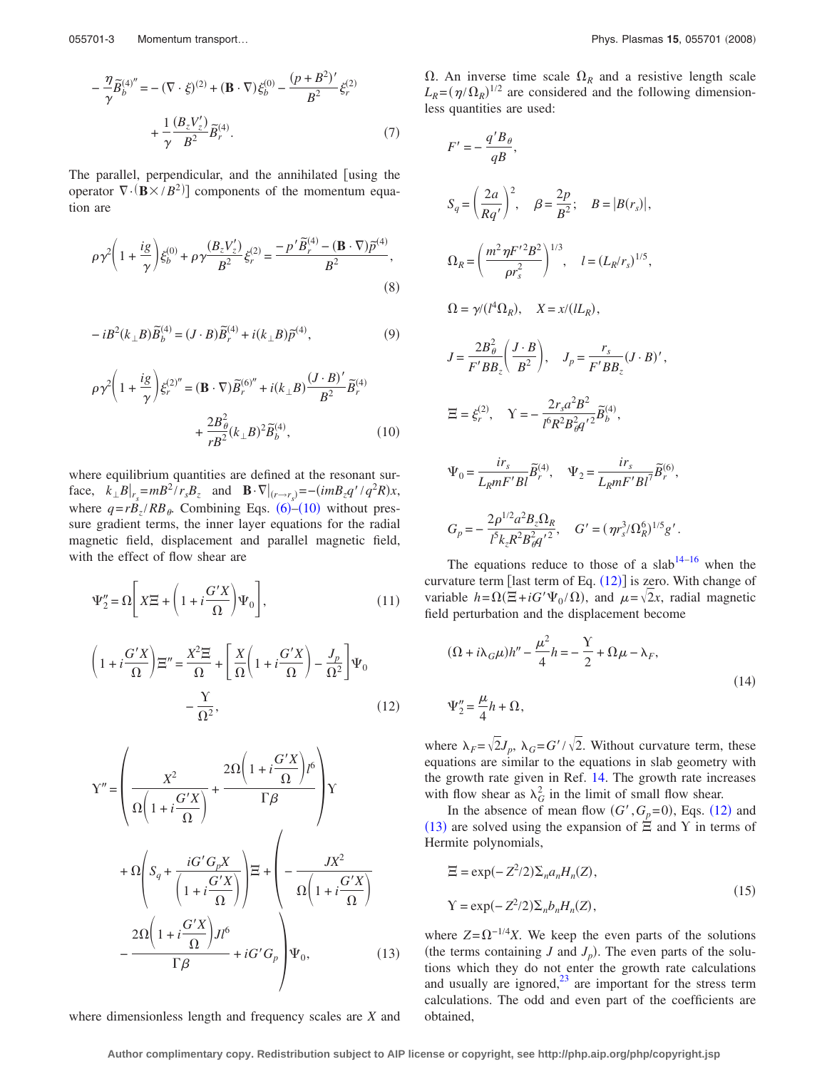$$-\frac{\eta}{\gamma}\tilde{B}_b^{(4)\prime\prime} = -(\nabla\cdot\xi)^{(2)} + (\mathbf{B}\cdot\nabla)\xi_b^{(0)} - \frac{(p+B^2)'}{B^2}\xi_r^{(2)} + \frac{1}{\gamma}\frac{(B_z V_z')}{B^2}\tilde{B}_r^{(4)}. \tag{7}$$

The parallel, perpendicular, and the annihilated [using the operator $\nabla\cdot(\mathbf{B}\times/B^2)$] components of the momentum equation are

$$\rho\gamma^2\left(1+\frac{ig}{\gamma}\right)\xi_b^{(0)} + \rho\gamma\frac{(B_z V_z')}{B^2}\xi_r^{(2)} = \frac{-p'\tilde{B}_r^{(4)} - (\mathbf{B}\cdot\nabla)\tilde{p}^{(4)}}{B^2}, \tag{8}$$

$$-iB^2(k_\perp B)\tilde{B}_b^{(4)} = (J\cdot B)\tilde{B}_r^{(4)} + i(k_\perp B)\tilde{p}^{(4)}, \tag{9}$$

$$\rho\gamma^2\left(1+\frac{ig}{\gamma}\right)\xi_r^{(2)\prime\prime} = (\mathbf{B}\cdot\nabla)\tilde{B}_r^{(6)\prime\prime} + i(k_\perp B)\frac{(J\cdot B)'}{B^2}\tilde{B}_r^{(4)} + \frac{2B_\theta^2}{rB^2}(k_\perp B)^2\tilde{B}_b^{(4)}, \tag{10}$$

where equilibrium quantities are defined at the resonant surface, $k_\perp B|_{r_s} = mB^2/r_s B_z$ and $\mathbf{B}\cdot\nabla|_{(r\to r_s)} = -(imB_z q'/q^2 R)x$, where $q = rB_z/RB_\theta$. Combining Eqs. (6)–(10) without pressure gradient terms, the inner layer equations for the radial magnetic field, displacement and parallel magnetic field, with the effect of flow shear are

$$\Psi_2'' = \Omega\left[X\Xi + \left(1 + i\frac{G'X}{\Omega}\right)\Psi_0\right], \tag{11}$$

$$\left(1+i\frac{G'X}{\Omega}\right)\Xi'' = \frac{X^2\Xi}{\Omega} + \left[\frac{X}{\Omega}\left(1+i\frac{G'X}{\Omega}\right) - \frac{J_p}{\Omega^2}\right]\Psi_0 - \frac{\Upsilon}{\Omega^2}, \tag{12}$$

$$\Upsilon'' = \left(\frac{X^2}{\Omega\left(1+i\frac{G'X}{\Omega}\right)} + \frac{2\Omega\left(1+i\frac{G'X}{\Omega}\right)l^6}{\Gamma\beta}\right)\Upsilon + \Omega\left(S_q + \frac{iG'G_pX}{\left(1+i\frac{G'X}{\Omega}\right)}\right)\Xi + \left(-\frac{JX^2}{\Omega\left(1+i\frac{G'X}{\Omega}\right)} - \frac{2\Omega\left(1+i\frac{G'X}{\Omega}\right)Jl^6}{\Gamma\beta} + iG'G_p\right)\Psi_0, \tag{13}$$

where dimensionless length and frequency scales are $X$ and $\Omega$. An inverse time scale $\Omega_R$ and a resistive length scale $L_R = (\eta/\Omega_R)^{1/2}$ are considered and the following dimensionless quantities are used:

$$F' = -\frac{q' B_\theta}{qB},$$

$$S_q = \left(\frac{2a}{Rq'}\right)^2, \quad \beta = \frac{2p}{B^2}; \quad B = |B(r_s)|,$$

$$\Omega_R = \left(\frac{m^2\eta F'^2 B^2}{\rho r_s^2}\right)^{1/3}, \quad l = (L_R/r_s)^{1/5},$$

$$\Omega = \gamma/(l^4\Omega_R), \quad X = x/(lL_R),$$

$$J = \frac{2B_\theta^2}{F'BB_z}\left(\frac{J\cdot B}{B^2}\right), \quad J_p = \frac{r_s}{F'BB_z}(J\cdot B)',$$

$$\Xi = \xi_r^{(2)}, \quad \Upsilon = -\frac{2r_s a^2 B^2}{l^6 R^2 B_\theta^2 q'^2}\tilde{B}_b^{(4)},$$

$$\Psi_0 = \frac{ir_s}{L_R m F' B l}\tilde{B}_r^{(4)}, \quad \Psi_2 = \frac{ir_s}{L_R m F' B l^7}\tilde{B}_r^{(6)},$$

$$G_p = -\frac{2\rho^{1/2}a^2 B_z \Omega_R}{l^5 k_z R^2 B_\theta^2 q'^2}, \quad G' = (\eta r_s^3/\Omega_R^6)^{1/5} g'.$$

The equations reduce to those of a slab[14–16] when the curvature term [last term of Eq. (12)] is zero. With change of variable $h = \Omega(\Xi + iG'\Psi_0/\Omega)$, and $\mu = \sqrt{2}x$, radial magnetic field perturbation and the displacement become

$$(\Omega + i\lambda_G\mu)h'' - \frac{\mu^2}{4}h = -\frac{\Upsilon}{2} + \Omega\mu - \lambda_F,$$
$$\Psi_2'' = \frac{\mu}{4}h + \Omega, \tag{14}$$

where $\lambda_F = \sqrt{2}J_p$, $\lambda_G = G'/\sqrt{2}$. Without curvature term, these equations are similar to the equations in slab geometry with the growth rate given in Ref. 14. The growth rate increases with flow shear as $\lambda_G^2$ in the limit of small flow shear.

In the absence of mean flow $(G', G_p = 0)$, Eqs. (12) and (13) are solved using the expansion of $\Xi$ and $\Upsilon$ in terms of Hermite polynomials,

$$\Xi = \exp(-Z^2/2)\Sigma_n a_n H_n(Z),$$
$$\Upsilon = \exp(-Z^2/2)\Sigma_n b_n H_n(Z), \tag{15}$$

where $Z = \Omega^{-1/4}X$. We keep the even parts of the solutions (the terms containing $J$ and $J_p$). The even parts of the solutions which they do not enter the growth rate calculations and usually are ignored,[23] are important for the stress term calculations. The odd and even part of the coefficients are obtained,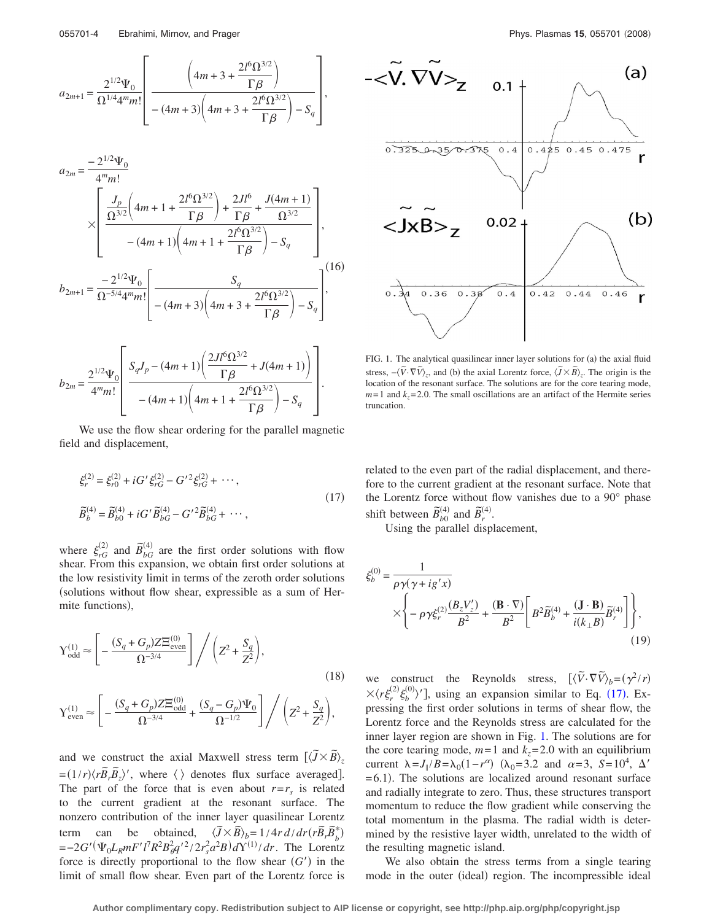$$a_{2m+1} = \frac{2^{1/2}\Psi_0}{\Omega^{1/4}4^m m!}\left[\frac{\left(4m+3+\dfrac{2l^6\Omega^{3/2}}{\Gamma\beta}\right)}{-(4m+3)\left(4m+3+\dfrac{2l^6\Omega^{3/2}}{\Gamma\beta}\right)-S_q}\right],$$

$$a_{2m} = \frac{-2^{1/2}\Psi_0}{4^m m!}\times\left[\frac{\dfrac{J_p}{\Omega^{3/2}}\left(4m+1+\dfrac{2l^6\Omega^{3/2}}{\Gamma\beta}\right)+\dfrac{2Jl^6}{\Gamma\beta}+\dfrac{J(4m+1)}{\Omega^{3/2}}}{-(4m+1)\left(4m+1+\dfrac{2l^6\Omega^{3/2}}{\Gamma\beta}\right)-S_q}\right],$$

$$b_{2m+1} = \frac{-2^{1/2}\Psi_0}{\Omega^{-5/4}4^m m!}\left[\frac{S_q}{-(4m+3)\left(4m+3+\dfrac{2l^6\Omega^{3/2}}{\Gamma\beta}\right)-S_q}\right], \tag{16}$$

$$b_{2m} = \frac{2^{1/2}\Psi_0}{4^m m!}\left[\frac{S_q J_p-(4m+1)\left(\dfrac{2Jl^6\Omega^{3/2}}{\Gamma\beta}+J(4m+1)\right)}{-(4m+1)\left(4m+1+\dfrac{2l^6\Omega^{3/2}}{\Gamma\beta}\right)-S_q}\right].$$

We use the flow shear ordering for the parallel magnetic field and displacement,

$$\xi_r^{(2)} = \xi_{r0}^{(2)} + iG'\xi_{rG}^{(2)} - G'^2\xi_{rG}^{(2)} + \cdots,$$
$$\tilde{B}_b^{(4)} = \tilde{B}_{b0}^{(4)} + iG'\tilde{B}_{bG}^{(4)} - G'^2\tilde{B}_{bG}^{(4)} + \cdots, \tag{17}$$

where $\xi_{rG}^{(2)}$ and $\tilde{B}_{bG}^{(4)}$ are the first order solutions with flow shear. From this expansion, we obtain first order solutions at the low resistivity limit in terms of the zeroth order solutions (solutions without flow shear, expressible as a sum of Hermite functions),

$$\Upsilon_{\text{odd}}^{(1)} \approx \left[-\frac{(S_q+G_p)Z\Xi_{\text{even}}^{(0)}}{\Omega^{-3/4}}\right]\bigg/\left(Z^2+\frac{S_q}{Z^2}\right),$$

$$\Upsilon_{\text{even}}^{(1)} \approx \left[-\frac{(S_q+G_p)Z\Xi_{\text{odd}}^{(0)}}{\Omega^{-3/4}}+\frac{(S_q-G_p)\Psi_0}{\Omega^{-1/2}}\right]\bigg/\left(Z^2+\frac{S_q}{Z^2}\right), \tag{18}$$

and we construct the axial Maxwell stress term $[\langle\tilde{J}\times\tilde{B}\rangle_z = (1/r)\langle r\tilde{B}_r\tilde{B}_z\rangle']$, where $\langle\,\rangle$ denotes flux surface averaged]. The part of the force that is even about $r=r_s$ is related to the current gradient at the resonant surface. The nonzero contribution of the inner layer quasilinear Lorentz term can be obtained, $\langle\tilde{J}\times\tilde{B}\rangle_b = 1/4r\, d/dr(r\tilde{B}_r\tilde{B}_b^*) = -2G'(\Psi_0 L_R mF' l^7 R^2 B_\theta^2 q'^2/2r_s^2 a^2 B)d\Upsilon^{(1)}/dr$. The Lorentz force is directly proportional to the flow shear $(G')$ in the limit of small flow shear. Even part of the Lorentz force is related to the even part of the radial displacement, and therefore to the current gradient at the resonant surface. Note that the Lorentz force without flow vanishes due to a 90° phase shift between $\tilde{B}_{b0}^{(4)}$ and $\tilde{B}_r^{(4)}$.

FIG. 1. The analytical quasilinear inner layer solutions for (a) the axial fluid stress, $-\langle\tilde{V}\cdot\nabla\tilde{V}\rangle_z$, and (b) the axial Lorentz force, $\langle\tilde{J}\times\tilde{B}\rangle_z$. The origin is the location of the resonant surface. The solutions are for the core tearing mode, $m=1$ and $k_z=2.0$. The small oscillations are an artifact of the Hermite series truncation.

Using the parallel displacement,

$$\xi_b^{(0)} = \frac{1}{\rho\gamma(\gamma+ig'x)}\times\left\{-\rho\gamma\xi_r^{(2)}\frac{(B_z V_z')}{B^2}+\frac{(\mathbf{B}\cdot\nabla)}{B^2}\left[B^2\tilde{B}_b^{(4)}+\frac{(\mathbf{J}\cdot\mathbf{B})}{i(k_\perp B)}\tilde{B}_r^{(4)}\right]\right\}, \tag{19}$$

we construct the Reynolds stress, $[\langle\tilde{V}\cdot\nabla\tilde{V}\rangle_b = (\gamma^2/r)\times\langle r\xi_r^{(2)}\xi_b^{(0)}\rangle']$, using an expansion similar to Eq. (17). Expressing the first order solutions in terms of shear flow, the Lorentz force and the Reynolds stress are calculated for the inner layer region are shown in Fig. 1. The solutions are for the core tearing mode, $m=1$ and $k_z=2.0$ with an equilibrium current $\lambda = J_\parallel/B = \lambda_0(1-r^\alpha)$ ($\lambda_0=3.2$ and $\alpha=3$, $S=10^4$, $\Delta'=6.1$). The solutions are localized around resonant surface and radially integrate to zero. Thus, these structures transport momentum to reduce the flow gradient while conserving the total momentum in the plasma. The radial width is determined by the resistive layer width, unrelated to the width of the resulting magnetic island.

We also obtain the stress terms from a single tearing mode in the outer (ideal) region. The incompressible ideal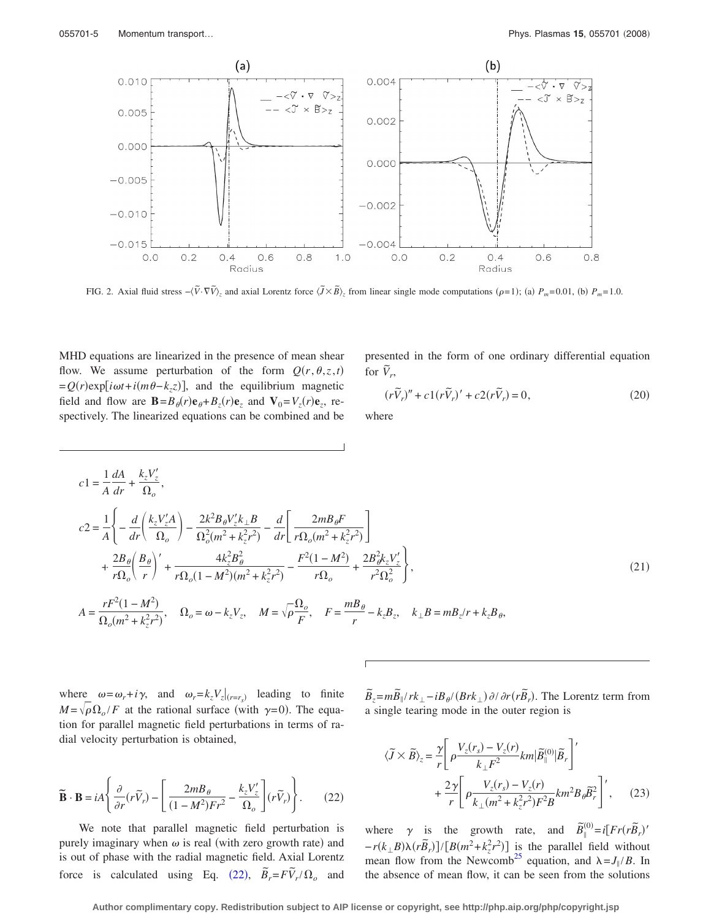FIG. 2. Axial fluid stress $-\langle \tilde{V}\cdot\nabla\tilde{V}\rangle_z$ and axial Lorentz force $\langle \tilde{J}\times\tilde{B}\rangle_z$ from linear single mode computations ($\rho=1$); (a) $P_m=0.01$, (b) $P_m=1.0$.

MHD equations are linearized in the presence of mean shear flow. We assume perturbation of the form $Q(r,\theta,z,t) = Q(r)\exp[i\omega t + i(m\theta - k_z z)]$, and the equilibrium magnetic field and flow are $\mathbf{B}=B_\theta(r)\mathbf{e}_\theta + B_z(r)\mathbf{e}_z$ and $\mathbf{V}_0 = V_z(r)\mathbf{e}_z$, respectively. The linearized equations can be combined and be presented in the form of one ordinary differential equation for $\tilde{V}_r$,

$$(r\tilde{V}_r)'' + c1(r\tilde{V}_r)' + c2(r\tilde{V}_r) = 0, \tag{20}$$

where

$$c1 = \frac{1}{A}\frac{dA}{dr} + \frac{k_z V_z'}{\Omega_o},$$

$$c2 = \frac{1}{A}\Bigg\{ -\frac{d}{dr}\left(\frac{k_z V_z' A}{\Omega_o}\right) - \frac{2k^2 B_\theta V_z' k_\perp B}{\Omega_o^2(m^2+k_z^2 r^2)} - \frac{d}{dr}\left[\frac{2mB_\theta F}{r\Omega_o(m^2+k_z^2r^2)}\right] + \frac{2B_\theta}{r\Omega_o}\left(\frac{B_\theta}{r}\right)' + \frac{4k_z^2 B_\theta^2}{r\Omega_o(1-M^2)(m^2+k_z^2r^2)} - \frac{F^2(1-M^2)}{r\Omega_o} + \frac{2B_\theta^2 k_z V_z'}{r^2\Omega_o^2}\Bigg\}, \tag{21}$$

$$A = \frac{rF^2(1-M^2)}{\Omega_o(m^2+k_z^2r^2)}, \quad \Omega_o = \omega - k_z V_z, \quad M = \sqrt{\rho}\frac{\Omega_o}{F}, \quad F = \frac{mB_\theta}{r} - k_z B_z, \quad k_\perp B = mB_z/r + k_z B_\theta,$$

where $\omega = \omega_r + i\gamma$, and $\omega_r = k_z V_z|_{(r=r_s)}$ leading to finite $M = \sqrt{\rho}\Omega_o/F$ at the rational surface (with $\gamma=0$). The equation for parallel magnetic field perturbations in terms of radial velocity perturbation is obtained,

$$\tilde{\mathbf{B}}\cdot\mathbf{B} = iA\left\{\frac{\partial}{\partial r}(r\tilde{V}_r) - \left[\frac{2mB_\theta}{(1-M^2)Fr^2} - \frac{k_z V_z'}{\Omega_o}\right](r\tilde{V}_r)\right\}. \tag{22}$$

We note that parallel magnetic field perturbation is purely imaginary when $\omega$ is real (with zero growth rate) and is out of phase with the radial magnetic field. Axial Lorentz force is calculated using Eq. (22), $\tilde{B}_r = F\tilde{V}_r/\Omega_o$ and $\tilde{B}_z = m\tilde{B}_\parallel/rk_\perp - iB_\theta/(Brk_\perp)\partial/\partial r(r\tilde{B}_r)$. The Lorentz term from a single tearing mode in the outer region is

$$\langle \tilde{J}\times\tilde{B}\rangle_z = \frac{\gamma}{r}\left[\rho\frac{V_z(r_s)-V_z(r)}{k_\perp F^2}km|\tilde{B}_\parallel^{(0)}|\tilde{B}_r\right]' + \frac{2\gamma}{r}\left[\rho\frac{V_z(r_s)-V_z(r)}{k_\perp(m^2+k_z^2r^2)F^2B}km^2B_\theta\tilde{B}_r^2\right]', \tag{23}$$

where $\gamma$ is the growth rate, and $\tilde{B}_\parallel^{(0)} = i[Fr(r\tilde{B}_r)' - r(k_\perp B)\lambda(r\tilde{B}_r)]/[B(m^2+k_z^2r^2)]$ is the parallel field without mean flow from the Newcomb[25] equation, and $\lambda = J_\parallel/B$. In the absence of mean flow, it can be seen from the solutions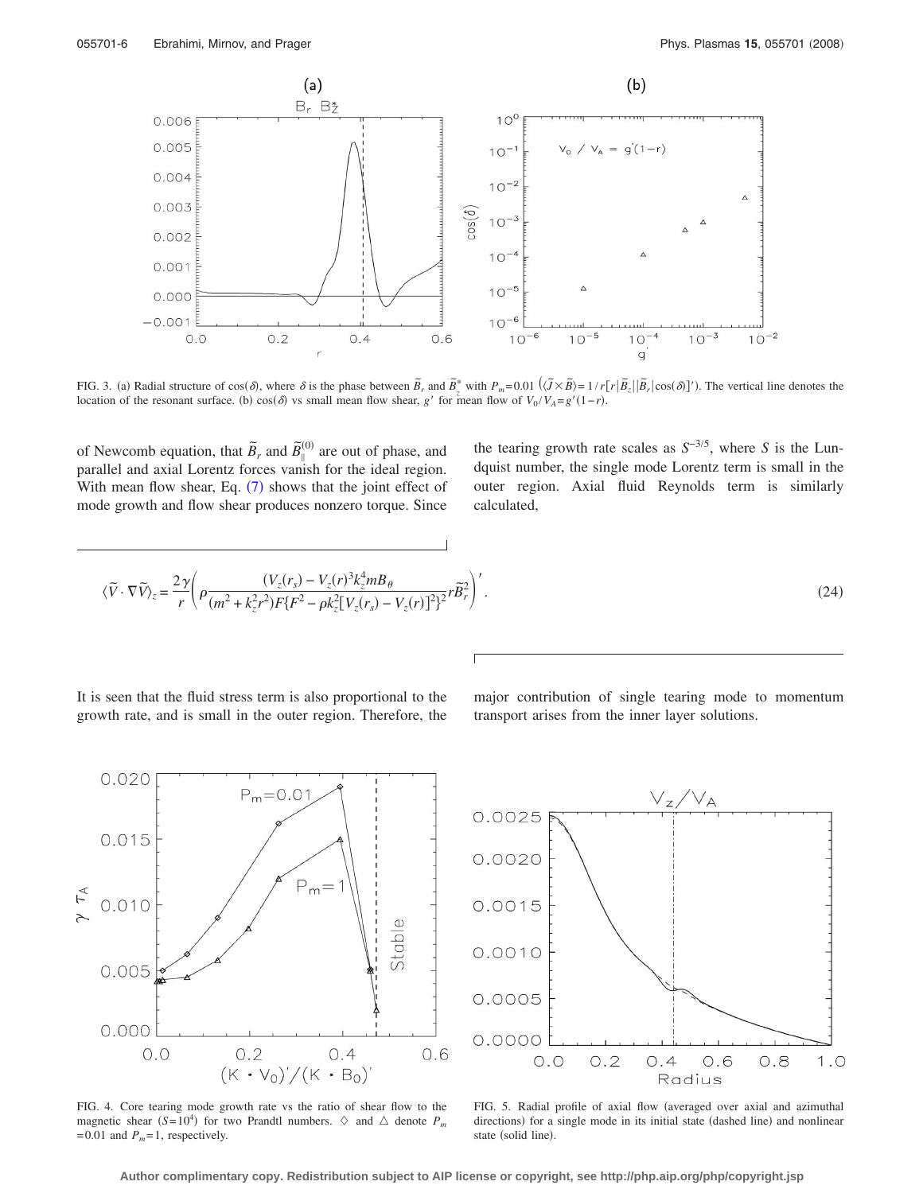FIG. 3. (a) Radial structure of $\cos(\delta)$, where $\delta$ is the phase between $\tilde{B}_r$ and $\tilde{B}_z^*$ with $P_m=0.01$ $(\langle \tilde{J}\times\tilde{B}\rangle = 1/r[r|\tilde{B}_z||\tilde{B}_r|\cos(\delta)]')$. The vertical line denotes the location of the resonant surface. (b) $\cos(\delta)$ vs small mean flow shear, $g'$ for mean flow of $V_0/V_A = g'(1-r)$.

of Newcomb equation, that $\tilde{B}_r$ and $\tilde{B}_{\parallel}^{(0)}$ are out of phase, and parallel and axial Lorentz forces vanish for the ideal region. With mean flow shear, Eq. (7) shows that the joint effect of mode growth and flow shear produces nonzero torque. Since the tearing growth rate scales as $S^{-3/5}$, where $S$ is the Lundquist number, the single mode Lorentz term is small in the outer region. Axial fluid Reynolds term is similarly calculated,

$$\langle \tilde{V}\cdot\nabla\tilde{V}\rangle_z = \frac{2\gamma}{r}\left(\rho\frac{(V_z(r_s)-V_z(r)^3 k_z^4 m B_\theta}{(m^2+k_z^2r^2)F\{F^2-\rho k_z^2[V_z(r_s)-V_z(r)]^2\}^2}r\tilde{B}_r^2\right)'. \tag{24}$$

It is seen that the fluid stress term is also proportional to the growth rate, and is small in the outer region. Therefore, the major contribution of single tearing mode to momentum transport arises from the inner layer solutions.

FIG. 4. Core tearing mode growth rate vs the ratio of shear flow to the magnetic shear ($S=10^4$) for two Prandtl numbers. ◇ and △ denote $P_m=0.01$ and $P_m=1$, respectively.

FIG. 5. Radial profile of axial flow (averaged over axial and azimuthal directions) for a single mode in its initial state (dashed line) and nonlinear state (solid line).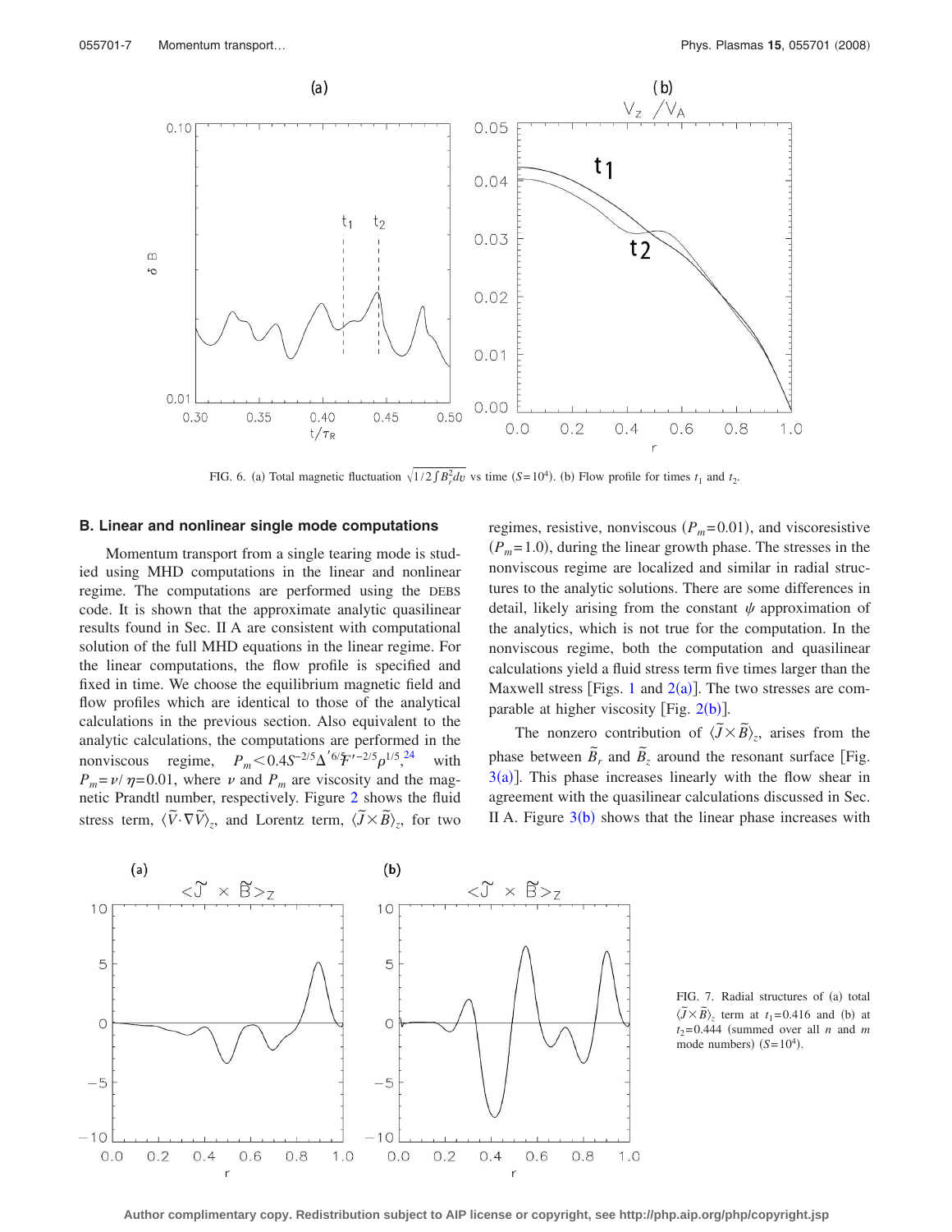FIG. 6. (a) Total magnetic fluctuation $\sqrt{1/2\int B_r^2 dv}$ vs time ($S=10^4$). (b) Flow profile for times $t_1$ and $t_2$.

## B. Linear and nonlinear single mode computations

Momentum transport from a single tearing mode is studied using MHD computations in the linear and nonlinear regime. The computations are performed using the DEBS code. It is shown that the approximate analytic quasilinear results found in Sec. II A are consistent with computational solution of the full MHD equations in the linear regime. For the linear computations, the flow profile is specified and fixed in time. We choose the equilibrium magnetic field and flow profiles which are identical to those of the analytical calculations in the previous section. Also equivalent to the analytic calculations, the computations are performed in the nonviscous regime, $P_m < 0.4 S^{-2/5} \Delta'^{6/5} F'^{-2/5} \rho^{1/5}$,[24] with $P_m = \nu/\eta = 0.01$, where $\nu$ and $P_m$ are viscosity and the magnetic Prandtl number, respectively. Figure 2 shows the fluid stress term, $\langle \tilde{V} \cdot \nabla \tilde{V} \rangle_z$, and Lorentz term, $\langle \tilde{J} \times \tilde{B} \rangle_z$, for two regimes, resistive, nonviscous ($P_m = 0.01$), and viscoresistive ($P_m = 1.0$), during the linear growth phase. The stresses in the nonviscous regime are localized and similar in radial structures to the analytic solutions. There are some differences in detail, likely arising from the constant $\psi$ approximation of the analytics, which is not true for the computation. In the nonviscous regime, both the computation and quasilinear calculations yield a fluid stress term five times larger than the Maxwell stress [Figs. 1 and 2(a)]. The two stresses are comparable at higher viscosity [Fig. 2(b)].

The nonzero contribution of $\langle \tilde{J} \times \tilde{B} \rangle_z$, arises from the phase between $\tilde{B}_r$ and $\tilde{B}_z$ around the resonant surface [Fig. 3(a)]. This phase increases linearly with the flow shear in agreement with the quasilinear calculations discussed in Sec. II A. Figure 3(b) shows that the linear phase increases with

FIG. 7. Radial structures of (a) total $\langle \tilde{J} \times \tilde{B} \rangle_z$ term at $t_1 = 0.416$ and (b) at $t_2 = 0.444$ (summed over all $n$ and $m$ mode numbers) ($S = 10^4$).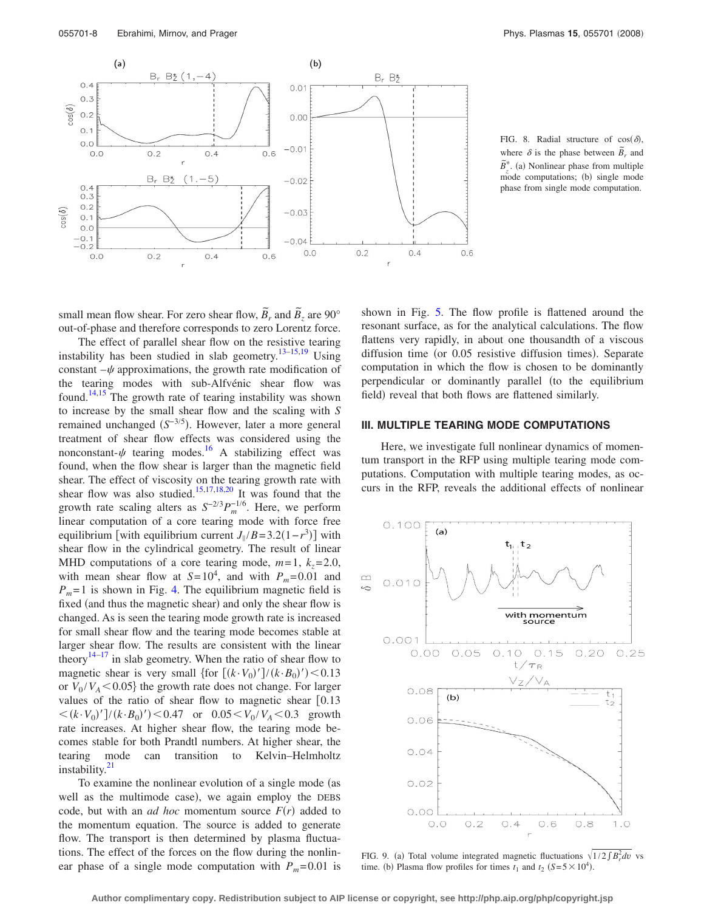FIG. 8. Radial structure of $\cos(\delta)$, where $\delta$ is the phase between $\tilde{B}_r$ and $\tilde{B}_z^*$. (a) Nonlinear phase from multiple mode computations; (b) single mode phase from single mode computation.

small mean flow shear. For zero shear flow, $\tilde{B}_r$ and $\tilde{B}_z$ are 90° out-of-phase and therefore corresponds to zero Lorentz force.

The effect of parallel shear flow on the resistive tearing instability has been studied in slab geometry.[13–15,19] Using constant $-\psi$ approximations, the growth rate modification of the tearing modes with sub-Alfvénic shear flow was found.[14,15] The growth rate of tearing instability was shown to increase by the small shear flow and the scaling with $S$ remained unchanged ($S^{-3/5}$). However, later a more general treatment of shear flow effects was considered using the nonconstant-$\psi$ tearing modes.[16] A stabilizing effect was found, when the flow shear is larger than the magnetic field shear. The effect of viscosity on the tearing growth rate with shear flow was also studied.[15,17,18,20] It was found that the growth rate scaling alters as $S^{-2/3}P_m^{-1/6}$. Here, we perform linear computation of a core tearing mode with force free equilibrium [with equilibrium current $J_\parallel/B=3.2(1-r^3)$] with shear flow in the cylindrical geometry. The result of linear MHD computations of a core tearing mode, $m=1$, $k_z=2.0$, with mean shear flow at $S=10^4$, and with $P_m=0.01$ and $P_m=1$ is shown in Fig. 4. The equilibrium magnetic field is fixed (and thus the magnetic shear) and only the shear flow is changed. As is seen the tearing mode growth rate is increased for small shear flow and the tearing mode becomes stable at larger shear flow. The results are consistent with the linear theory[14–17] in slab geometry. When the ratio of shear flow to magnetic shear is very small {for $[(k\cdot V_0)']/(k\cdot B_0)'<0.13$ or $V_0/V_A<0.05$} the growth rate does not change. For larger values of the ratio of shear flow to magnetic shear [$0.13<(k\cdot V_0)']/(k\cdot B_0)'<0.47$ or $0.05<V_0/V_A<0.3$ growth rate increases. At higher shear flow, the tearing mode becomes stable for both Prandtl numbers. At higher shear, the tearing mode can transition to Kelvin–Helmholtz instability.[21]

To examine the nonlinear evolution of a single mode (as well as the multimode case), we again employ the DEBS code, but with an *ad hoc* momentum source $F(r)$ added to the momentum equation. The source is added to generate flow. The transport is then determined by plasma fluctuations. The effect of the forces on the flow during the nonlinear phase of a single mode computation with $P_m=0.01$ is shown in Fig. 5. The flow profile is flattened around the resonant surface, as for the analytical calculations. The flow flattens very rapidly, in about one thousandth of a viscous diffusion time (or 0.05 resistive diffusion times). Separate computation in which the flow is chosen to be dominantly perpendicular or dominantly parallel (to the equilibrium field) reveal that both flows are flattened similarly.

## III. MULTIPLE TEARING MODE COMPUTATIONS

Here, we investigate full nonlinear dynamics of momentum transport in the RFP using multiple tearing mode computations. Computation with multiple tearing modes, as occurs in the RFP, reveals the additional effects of nonlinear

FIG. 9. (a) Total volume integrated magnetic fluctuations $\sqrt{1/2\int B_r^2 dv}$ vs time. (b) Plasma flow profiles for times $t_1$ and $t_2$ ($S=5\times10^4$).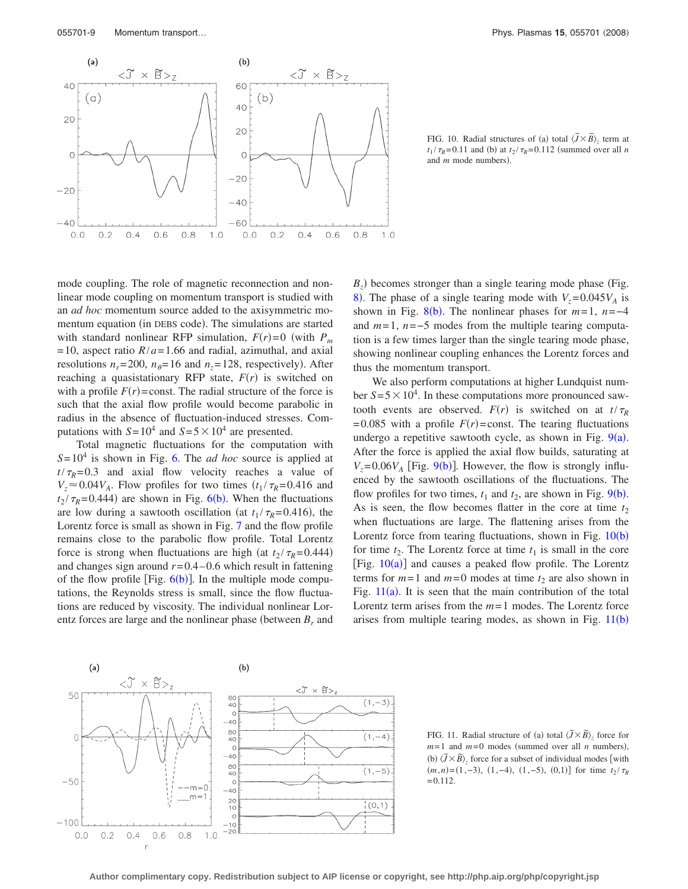FIG. 10. Radial structures of (a) total $\langle \tilde{J} \times \tilde{B} \rangle_z$ term at $t_1/\tau_R=0.11$ and (b) at $t_2/\tau_R=0.112$ (summed over all $n$ and $m$ mode numbers).

mode coupling. The role of magnetic reconnection and nonlinear mode coupling on momentum transport is studied with an *ad hoc* momentum source added to the axisymmetric momentum equation (in DEBS code). The simulations are started with standard nonlinear RFP simulation, $F(r)=0$ (with $P_m=10$, aspect ratio $R/a=1.66$ and radial, azimuthal, and axial resolutions $n_r=200$, $n_\theta=16$ and $n_z=128$, respectively). After reaching a quasistationary RFP state, $F(r)$ is switched on with a profile $F(r)=\text{const}$. The radial structure of the force is such that the axial flow profile would become parabolic in radius in the absence of fluctuation-induced stresses. Computations with $S=10^4$ and $S=5\times10^4$ are presented.

Total magnetic fluctuations for the computation with $S=10^4$ is shown in Fig. 6. The *ad hoc* source is applied at $t/\tau_R=0.3$ and axial flow velocity reaches a value of $V_z\approx0.04V_A$. Flow profiles for two times ($t_1/\tau_R=0.416$ and $t_2/\tau_R=0.444$) are shown in Fig. 6(b). When the fluctuations are low during a sawtooth oscillation (at $t_1/\tau_R=0.416$), the Lorentz force is small as shown in Fig. 7 and the flow profile remains close to the parabolic flow profile. Total Lorentz force is strong when fluctuations are high (at $t_2/\tau_R=0.444$) and changes sign around $r=0.4-0.6$ which result in fattening of the flow profile [Fig. 6(b)]. In the multiple mode computations, the Reynolds stress is small, since the flow fluctuations are reduced by viscosity. The individual nonlinear Lorentz forces are large and the nonlinear phase (between $B_r$ and $B_z$) becomes stronger than a single tearing mode phase (Fig. 8). The phase of a single tearing mode with $V_z=0.045V_A$ is shown in Fig. 8(b). The nonlinear phases for $m=1$, $n=-4$ and $m=1$, $n=-5$ modes from the multiple tearing computation is a few times larger than the single tearing mode phase, showing nonlinear coupling enhances the Lorentz forces and thus the momentum transport.

We also perform computations at higher Lundquist number $S=5\times10^4$. In these computations more pronounced sawtooth events are observed. $F(r)$ is switched on at $t/\tau_R=0.085$ with a profile $F(r)=\text{const}$. The tearing fluctuations undergo a repetitive sawtooth cycle, as shown in Fig. 9(a). After the force is applied the axial flow builds, saturating at $V_z=0.06V_A$ [Fig. 9(b)]. However, the flow is strongly influenced by the sawtooth oscillations of the fluctuations. The flow profiles for two times, $t_1$ and $t_2$, are shown in Fig. 9(b). As is seen, the flow becomes flatter in the core at time $t_2$ when fluctuations are large. The flattening arises from the Lorentz force from tearing fluctuations, shown in Fig. 10(b) for time $t_2$. The Lorentz force at time $t_1$ is small in the core [Fig. 10(a)] and causes a peaked flow profile. The Lorentz terms for $m=1$ and $m=0$ modes at time $t_2$ are also shown in Fig. 11(a). It is seen that the main contribution of the total Lorentz term arises from the $m=1$ modes. The Lorentz force arises from multiple tearing modes, as shown in Fig. 11(b)

FIG. 11. Radial structure of (a) total $\langle \tilde{J} \times \tilde{B} \rangle_z$ force for $m=1$ and $m=0$ modes (summed over all $n$ numbers), (b) $\langle \tilde{J} \times \tilde{B} \rangle_z$ force for a subset of individual modes [with $(m,n)=(1,-3)$, $(1,-4)$, $(1,-5)$, $(0,1)$] for time $t_2/\tau_R=0.112$.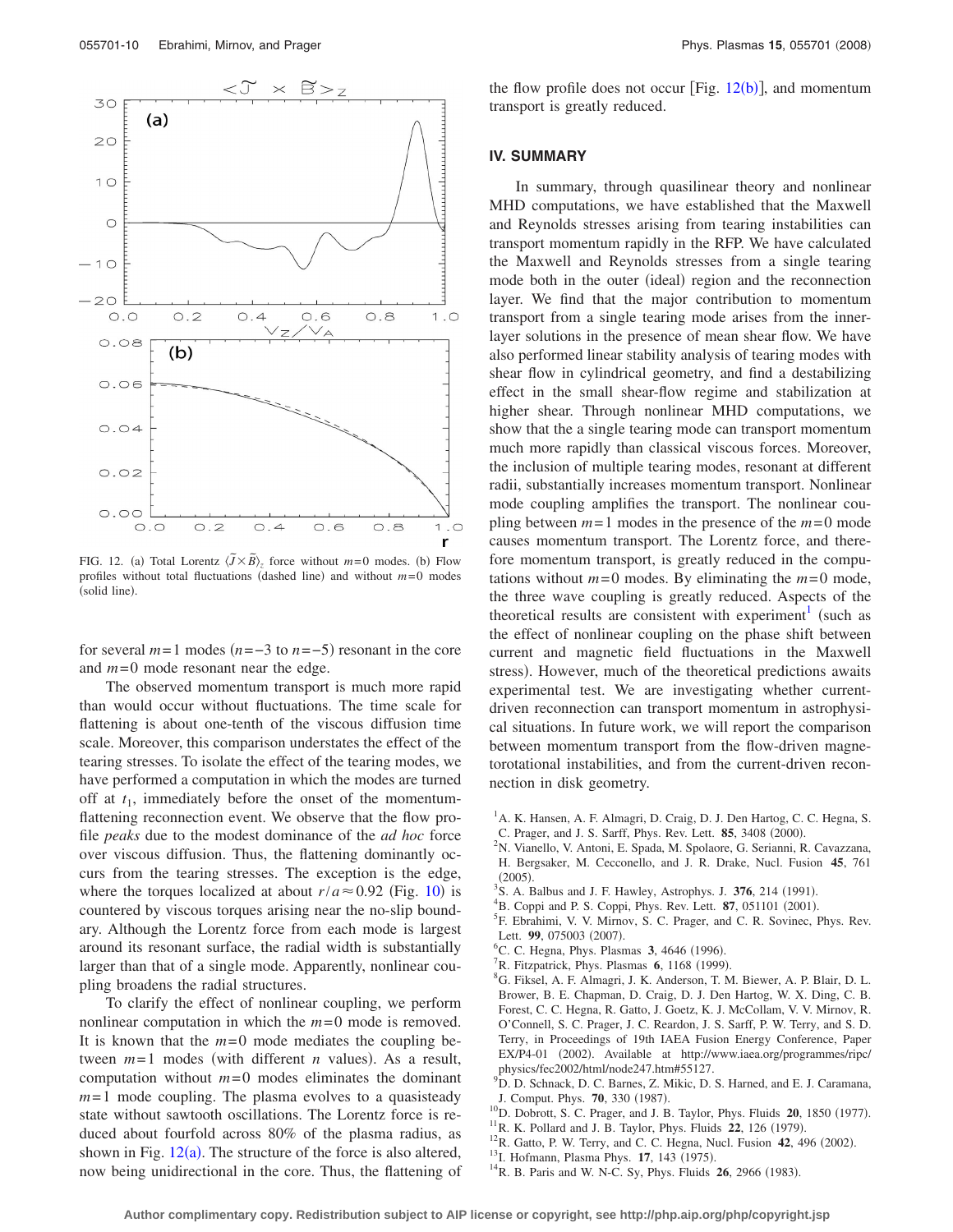FIG. 12. (a) Total Lorentz $\langle\tilde{J}\times\tilde{B}\rangle_z$ force without $m=0$ modes. (b) Flow profiles without total fluctuations (dashed line) and without $m=0$ modes (solid line).

for several $m=1$ modes ($n=-3$ to $n=-5$) resonant in the core and $m=0$ mode resonant near the edge.

The observed momentum transport is much more rapid than would occur without fluctuations. The time scale for flattening is about one-tenth of the viscous diffusion time scale. Moreover, this comparison understates the effect of the tearing stresses. To isolate the effect of the tearing modes, we have performed a computation in which the modes are turned off at $t_1$, immediately before the onset of the momentum-flattening reconnection event. We observe that the flow profile *peaks* due to the modest dominance of the *ad hoc* force over viscous diffusion. Thus, the flattening dominantly occurs from the tearing stresses. The exception is the edge, where the torques localized at about $r/a\approx 0.92$ (Fig. 10) is countered by viscous torques arising near the no-slip boundary. Although the Lorentz force from each mode is largest around its resonant surface, the radial width is substantially larger than that of a single mode. Apparently, nonlinear coupling broadens the radial structures.

To clarify the effect of nonlinear coupling, we perform nonlinear computation in which the $m=0$ mode is removed. It is known that the $m=0$ mode mediates the coupling between $m=1$ modes (with different $n$ values). As a result, computation without $m=0$ modes eliminates the dominant $m=1$ mode coupling. The plasma evolves to a quasisteady state without sawtooth oscillations. The Lorentz force is reduced about fourfold across 80% of the plasma radius, as shown in Fig. 12(a). The structure of the force is also altered, now being unidirectional in the core. Thus, the flattening of the flow profile does not occur [Fig. 12(b)], and momentum transport is greatly reduced.

## IV. SUMMARY

In summary, through quasilinear theory and nonlinear MHD computations, we have established that the Maxwell and Reynolds stresses arising from tearing instabilities can transport momentum rapidly in the RFP. We have calculated the Maxwell and Reynolds stresses from a single tearing mode both in the outer (ideal) region and the reconnection layer. We find that the major contribution to momentum transport from a single tearing mode arises from the inner-layer solutions in the presence of mean shear flow. We have also performed linear stability analysis of tearing modes with shear flow in cylindrical geometry, and find a destabilizing effect in the small shear-flow regime and stabilization at higher shear. Through nonlinear MHD computations, we show that the a single tearing mode can transport momentum much more rapidly than classical viscous forces. Moreover, the inclusion of multiple tearing modes, resonant at different radii, substantially increases momentum transport. Nonlinear mode coupling amplifies the transport. The nonlinear coupling between $m=1$ modes in the presence of the $m=0$ mode causes momentum transport. The Lorentz force, and therefore momentum transport, is greatly reduced in the computations without $m=0$ modes. By eliminating the $m=0$ mode, the three wave coupling is greatly reduced. Aspects of the theoretical results are consistent with experiment[1] (such as the effect of nonlinear coupling on the phase shift between current and magnetic field fluctuations in the Maxwell stress). However, much of the theoretical predictions awaits experimental test. We are investigating whether current-driven reconnection can transport momentum in astrophysical situations. In future work, we will report the comparison between momentum transport from the flow-driven magnetorotational instabilities, and from the current-driven reconnection in disk geometry.

[1] A. K. Hansen, A. F. Almagri, D. Craig, D. J. Den Hartog, C. C. Hegna, S. C. Prager, and J. S. Sarff, Phys. Rev. Lett. **85**, 3408 (2000).
[2] N. Vianello, V. Antoni, E. Spada, M. Spolaore, G. Serianni, R. Cavazzana, H. Bergsaker, M. Cecconello, and J. R. Drake, Nucl. Fusion **45**, 761 (2005).
[3] S. A. Balbus and J. F. Hawley, Astrophys. J. **376**, 214 (1991).
[4] B. Coppi and P. S. Coppi, Phys. Rev. Lett. **87**, 051101 (2001).
[5] F. Ebrahimi, V. V. Mirnov, S. C. Prager, and C. R. Sovinec, Phys. Rev. Lett. **99**, 075003 (2007).
[6] C. C. Hegna, Phys. Plasmas **3**, 4646 (1996).
[7] R. Fitzpatrick, Phys. Plasmas **6**, 1168 (1999).
[8] G. Fiksel, A. F. Almagri, J. K. Anderson, T. M. Biewer, A. P. Blair, D. L. Brower, B. E. Chapman, D. Craig, D. J. Den Hartog, W. X. Ding, C. B. Forest, C. C. Hegna, R. Gatto, J. Goetz, K. J. McCollam, V. V. Mirnov, R. O'Connell, S. C. Prager, J. C. Reardon, J. S. Sarff, P. W. Terry, and S. D. Terry, in Proceedings of 19th IAEA Fusion Energy Conference, Paper EX/P4-01 (2002). Available at http://www.iaea.org/programmes/ripc/physics/fec2002/html/node247.htm#55127.
[9] D. D. Schnack, D. C. Barnes, Z. Mikic, D. S. Harned, and E. J. Caramana, J. Comput. Phys. **70**, 330 (1987).
[10] D. Dobrott, S. C. Prager, and J. B. Taylor, Phys. Fluids **20**, 1850 (1977).
[11] R. K. Pollard and J. B. Taylor, Phys. Fluids **22**, 126 (1979).
[12] R. Gatto, P. W. Terry, and C. C. Hegna, Nucl. Fusion **42**, 496 (2002).
[13] I. Hofmann, Plasma Phys. **17**, 143 (1975).
[14] R. B. Paris and W. N-C. Sy, Phys. Fluids **26**, 2966 (1983).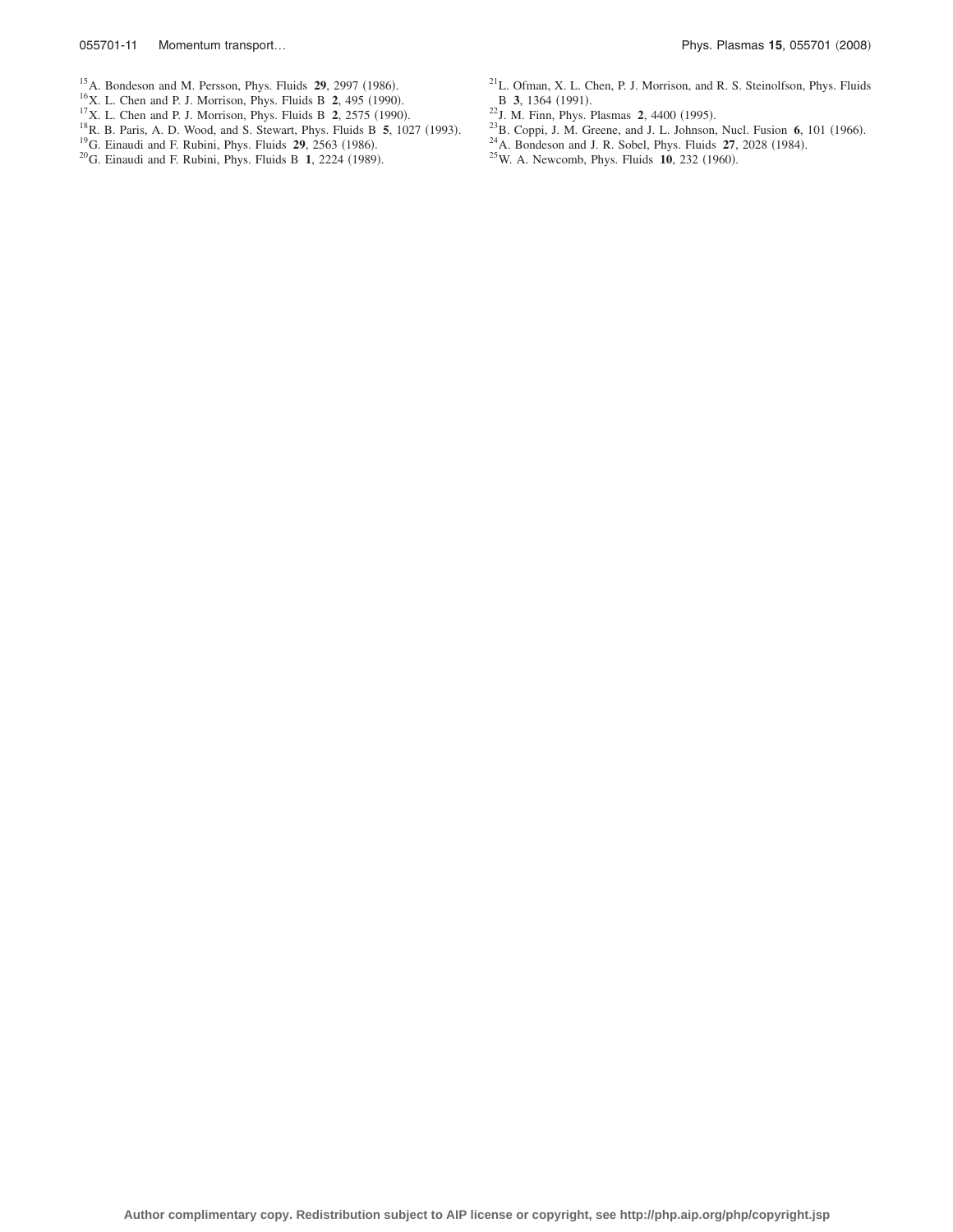[15] A. Bondeson and M. Persson, Phys. Fluids **29**, 2997 (1986).
[16] X. L. Chen and P. J. Morrison, Phys. Fluids B **2**, 495 (1990).
[17] X. L. Chen and P. J. Morrison, Phys. Fluids B **2**, 2575 (1990).
[18] R. B. Paris, A. D. Wood, and S. Stewart, Phys. Fluids B **5**, 1027 (1993).
[19] G. Einaudi and F. Rubini, Phys. Fluids **29**, 2563 (1986).
[20] G. Einaudi and F. Rubini, Phys. Fluids B **1**, 2224 (1989).
[21] L. Ofman, X. L. Chen, P. J. Morrison, and R. S. Steinolfson, Phys. Fluids B **3**, 1364 (1991).
[22] J. M. Finn, Phys. Plasmas **2**, 4400 (1995).
[23] B. Coppi, J. M. Greene, and J. L. Johnson, Nucl. Fusion **6**, 101 (1966).
[24] A. Bondeson and J. R. Sobel, Phys. Fluids **27**, 2028 (1984).
[25] W. A. Newcomb, Phys. Fluids **10**, 232 (1960).